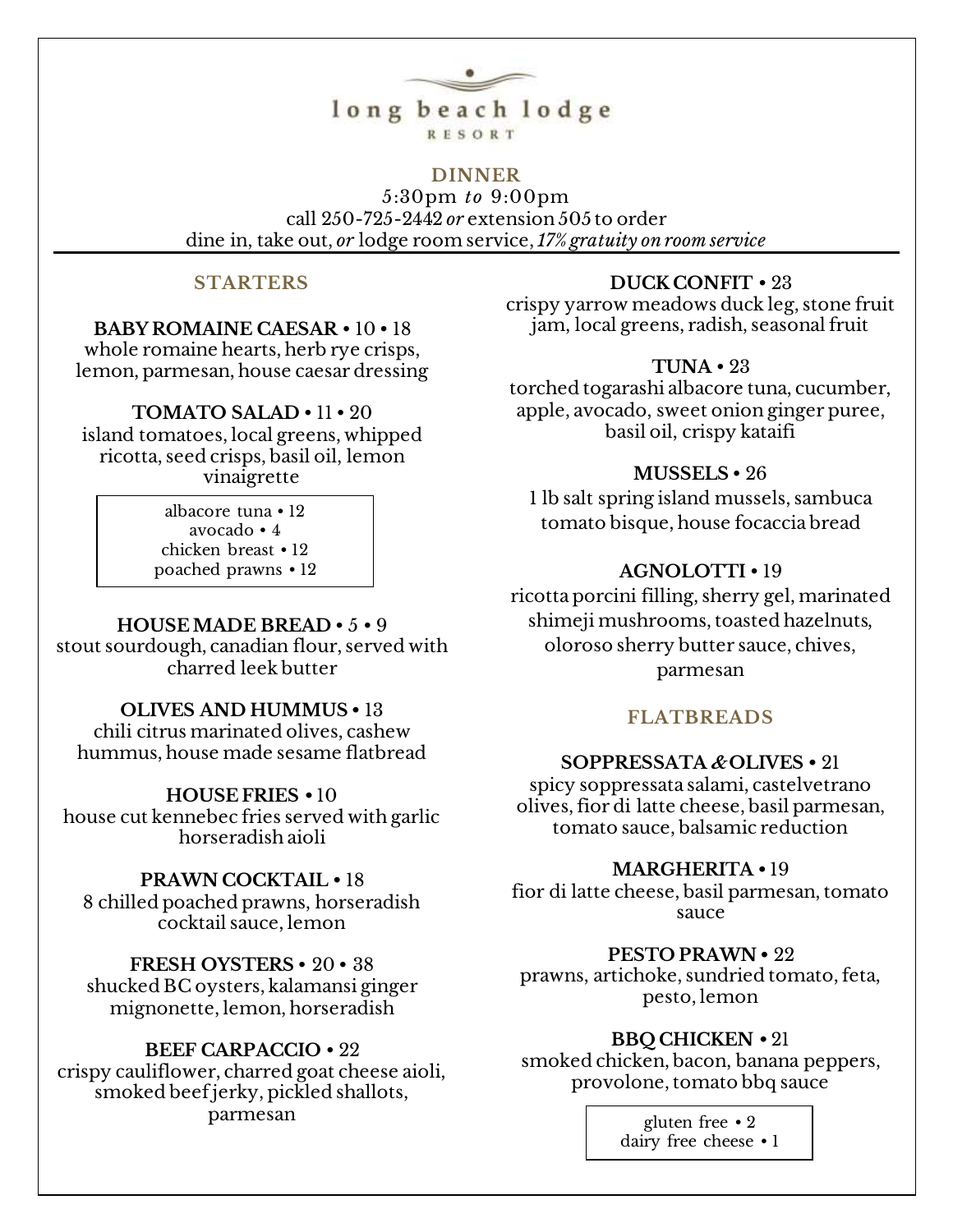# long beach lodge

RESORT

## DINNER

5:30pm *to* 9:00pm
call 250-725-2442 *or* extension 505 to order
dine in, take out, *or* lodge room service, *17% gratuity on room service*

---

### STARTERS

**BABY ROMAINE CAESAR** • 10 • 18
whole romaine hearts, herb rye crisps, lemon, parmesan, house caesar dressing

**TOMATO SALAD** • 11 • 20
island tomatoes, local greens, whipped ricotta, seed crisps, basil oil, lemon vinaigrette

albacore tuna • 12
avocado • 4
chicken breast • 12
poached prawns • 12

**HOUSE MADE BREAD** • 5 • 9
stout sourdough, canadian flour, served with charred leek butter

**OLIVES AND HUMMUS** • 13
chili citrus marinated olives, cashew hummus, house made sesame flatbread

**HOUSE FRIES** • 10
house cut kennebec fries served with garlic horseradish aioli

**PRAWN COCKTAIL** • 18
8 chilled poached prawns, horseradish cocktail sauce, lemon

**FRESH OYSTERS** • 20 • 38
shucked BC oysters, kalamansi ginger mignonette, lemon, horseradish

**BEEF CARPACCIO** • 22
crispy cauliflower, charred goat cheese aioli, smoked beef jerky, pickled shallots, parmesan

**DUCK CONFIT** • 23
crispy yarrow meadows duck leg, stone fruit jam, local greens, radish, seasonal fruit

**TUNA** • 23
torched togarashi albacore tuna, cucumber, apple, avocado, sweet onion ginger puree, basil oil, crispy kataifi

**MUSSELS** • 26
1 lb salt spring island mussels, sambuca tomato bisque, house focaccia bread

**AGNOLOTTI** • 19
ricotta porcini filling, sherry gel, marinated shimeji mushrooms, toasted hazelnuts, oloroso sherry butter sauce, chives, parmesan

### FLATBREADS

**SOPPRESSATA & OLIVES** • 21
spicy soppressata salami, castelvetrano olives, fior di latte cheese, basil parmesan, tomato sauce, balsamic reduction

**MARGHERITA** • 19
fior di latte cheese, basil parmesan, tomato sauce

**PESTO PRAWN** • 22
prawns, artichoke, sundried tomato, feta, pesto, lemon

**BBQ CHICKEN** • 21
smoked chicken, bacon, banana peppers, provolone, tomato bbq sauce

gluten free • 2
dairy free cheese • 1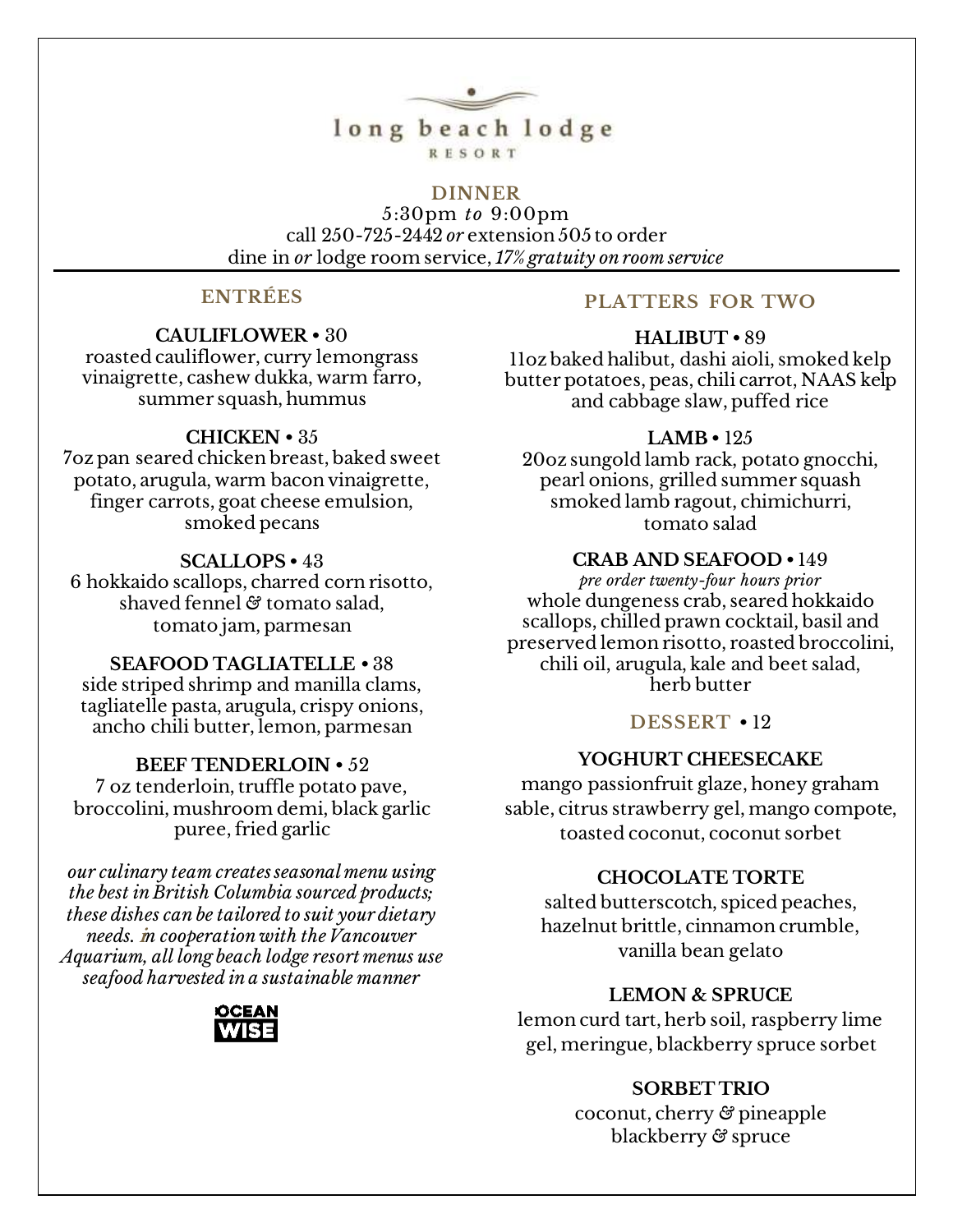# long beach lodge

RESORT

## DINNER

5:30pm *to* 9:00pm
call 250-725-2442 *or* extension 505 to order
dine in *or* lodge room service, *17% gratuity on room service*

## ENTRÉES

**CAULIFLOWER** • 30
roasted cauliflower, curry lemongrass vinaigrette, cashew dukka, warm farro, summer squash, hummus

**CHICKEN** • 35
7oz pan seared chicken breast, baked sweet potato, arugula, warm bacon vinaigrette, finger carrots, goat cheese emulsion, smoked pecans

**SCALLOPS** • 43
6 hokkaido scallops, charred corn risotto, shaved fennel & tomato salad, tomato jam, parmesan

**SEAFOOD TAGLIATELLE** • 38
side striped shrimp and manilla clams, tagliatelle pasta, arugula, crispy onions, ancho chili butter, lemon, parmesan

**BEEF TENDERLOIN** • 52
7 oz tenderloin, truffle potato pave, broccolini, mushroom demi, black garlic puree, fried garlic

*our culinary team creates seasonal menu using the best in British Columbia sourced products; these dishes can be tailored to suit your dietary needs. in cooperation with the Vancouver Aquarium, all long beach lodge resort menus use seafood harvested in a sustainable manner*

OCEAN WISE

## PLATTERS FOR TWO

**HALIBUT** • 89
11oz baked halibut, dashi aioli, smoked kelp butter potatoes, peas, chili carrot, NAAS kelp and cabbage slaw, puffed rice

**LAMB** • 125
20oz sungold lamb rack, potato gnocchi, pearl onions, grilled summer squash smoked lamb ragout, chimichurri, tomato salad

**CRAB AND SEAFOOD** • 149
*pre order twenty-four hours prior*
whole dungeness crab, seared hokkaido scallops, chilled prawn cocktail, basil and preserved lemon risotto, roasted broccolini, chili oil, arugula, kale and beet salad, herb butter

## DESSERT • 12

**YOGHURT CHEESECAKE**
mango passionfruit glaze, honey graham sable, citrus strawberry gel, mango compote, toasted coconut, coconut sorbet

**CHOCOLATE TORTE**
salted butterscotch, spiced peaches, hazelnut brittle, cinnamon crumble, vanilla bean gelato

**LEMON & SPRUCE**
lemon curd tart, herb soil, raspberry lime gel, meringue, blackberry spruce sorbet

**SORBET TRIO**
coconut, cherry & pineapple
blackberry & spruce